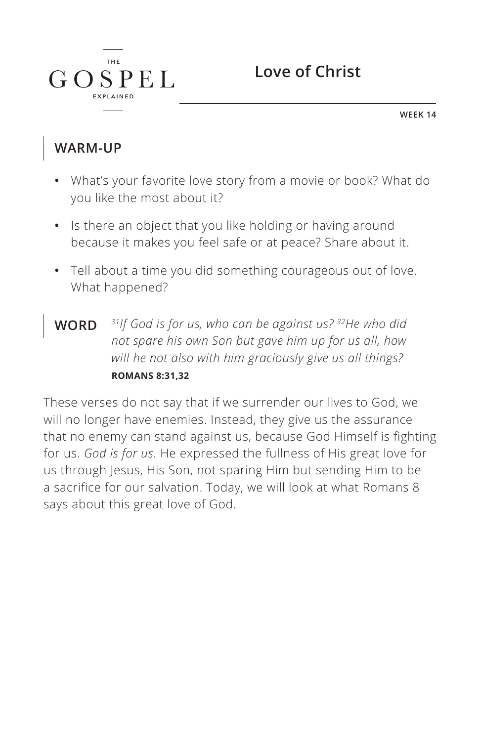THE GOSPEL EXPLAINED

# Love of Christ

WEEK 14

## WARM-UP

- What's your favorite love story from a movie or book? What do you like the most about it?
- Is there an object that you like holding or having around because it makes you feel safe or at peace? Share about it.
- Tell about a time you did something courageous out of love. What happened?

## WORD

*[31]If God is for us, who can be against us? [32]He who did not spare his own Son but gave him up for us all, how will he not also with him graciously give us all things?*
**ROMANS 8:31,32**

These verses do not say that if we surrender our lives to God, we will no longer have enemies. Instead, they give us the assurance that no enemy can stand against us, because God Himself is fighting for us. *God is for us*. He expressed the fullness of His great love for us through Jesus, His Son, not sparing Him but sending Him to be a sacrifice for our salvation. Today, we will look at what Romans 8 says about this great love of God.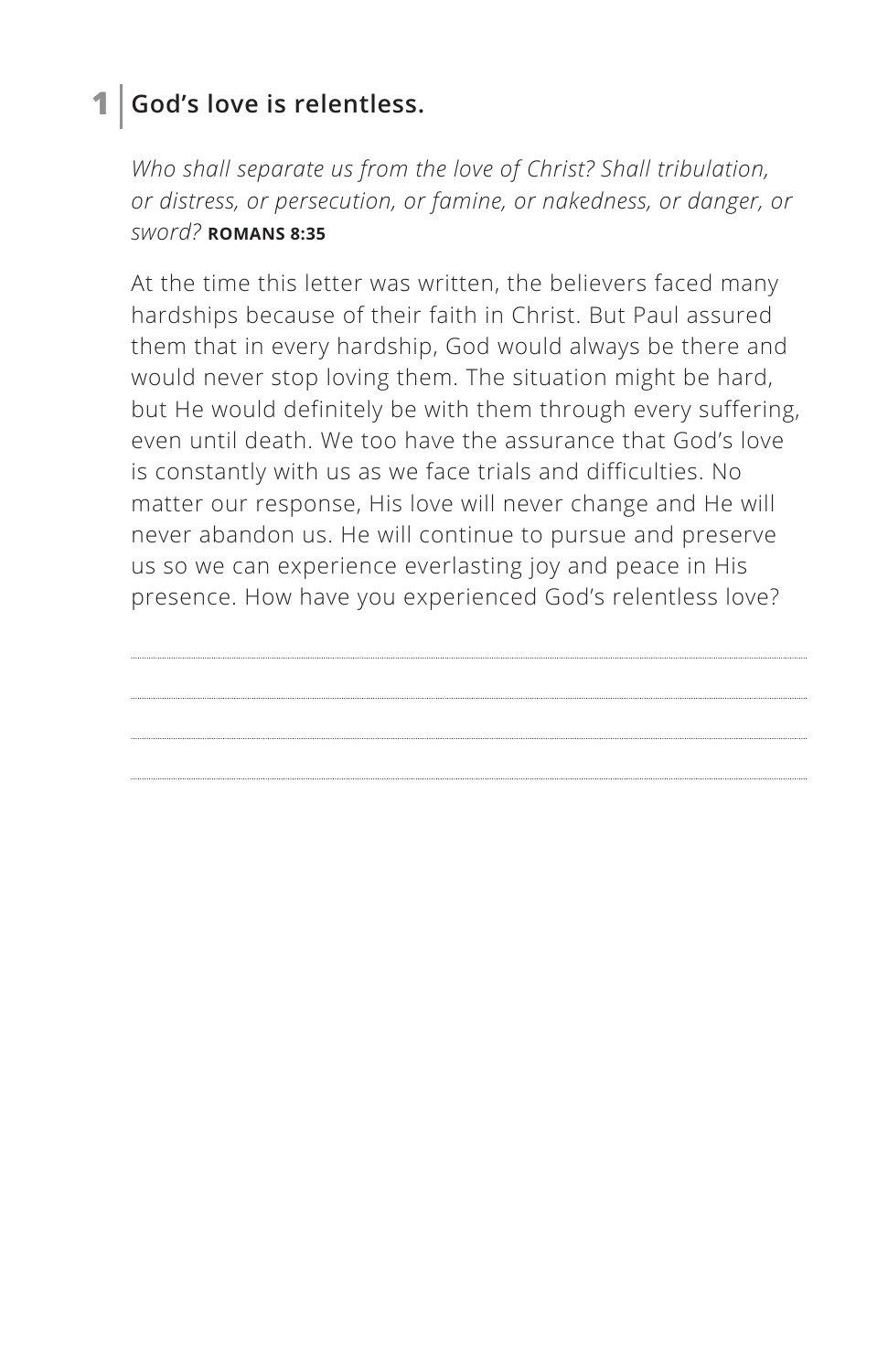## 1 | God's love is relentless.

*Who shall separate us from the love of Christ? Shall tribulation, or distress, or persecution, or famine, or nakedness, or danger, or sword?* **ROMANS 8:35**

At the time this letter was written, the believers faced many hardships because of their faith in Christ. But Paul assured them that in every hardship, God would always be there and would never stop loving them. The situation might be hard, but He would definitely be with them through every suffering, even until death. We too have the assurance that God's love is constantly with us as we face trials and difficulties. No matter our response, His love will never change and He will never abandon us. He will continue to pursue and preserve us so we can experience everlasting joy and peace in His presence. How have you experienced God's relentless love?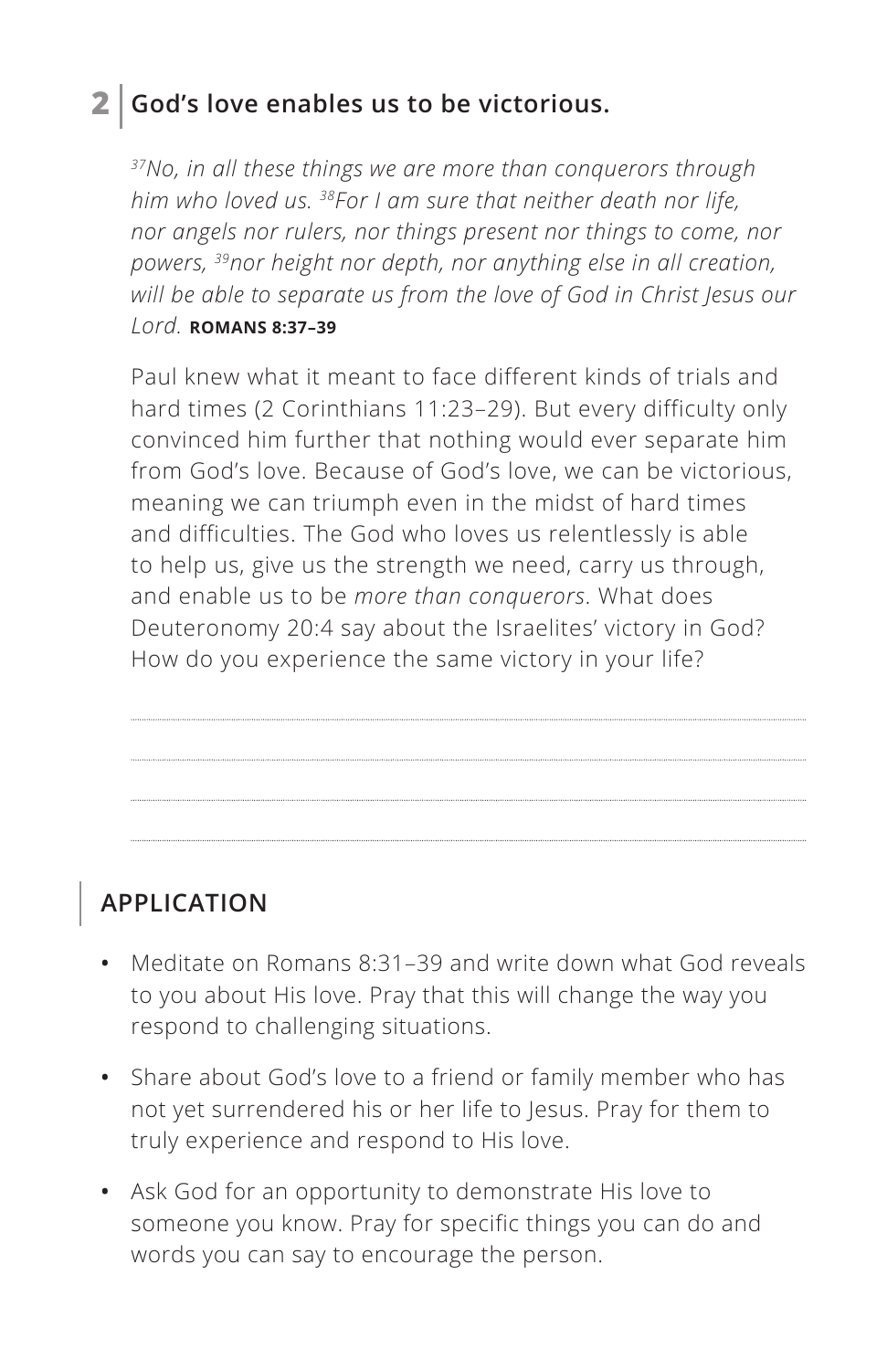## 2 | God's love enables us to be victorious.

*[37]No, in all these things we are more than conquerors through him who loved us. [38]For I am sure that neither death nor life, nor angels nor rulers, nor things present nor things to come, nor powers, [39]nor height nor depth, nor anything else in all creation, will be able to separate us from the love of God in Christ Jesus our Lord.* **ROMANS 8:37–39**

Paul knew what it meant to face different kinds of trials and hard times (2 Corinthians 11:23–29). But every difficulty only convinced him further that nothing would ever separate him from God's love. Because of God's love, we can be victorious, meaning we can triumph even in the midst of hard times and difficulties. The God who loves us relentlessly is able to help us, give us the strength we need, carry us through, and enable us to be *more than conquerors*. What does Deuteronomy 20:4 say about the Israelites' victory in God? How do you experience the same victory in your life?

## APPLICATION

- Meditate on Romans 8:31–39 and write down what God reveals to you about His love. Pray that this will change the way you respond to challenging situations.
- Share about God's love to a friend or family member who has not yet surrendered his or her life to Jesus. Pray for them to truly experience and respond to His love.
- Ask God for an opportunity to demonstrate His love to someone you know. Pray for specific things you can do and words you can say to encourage the person.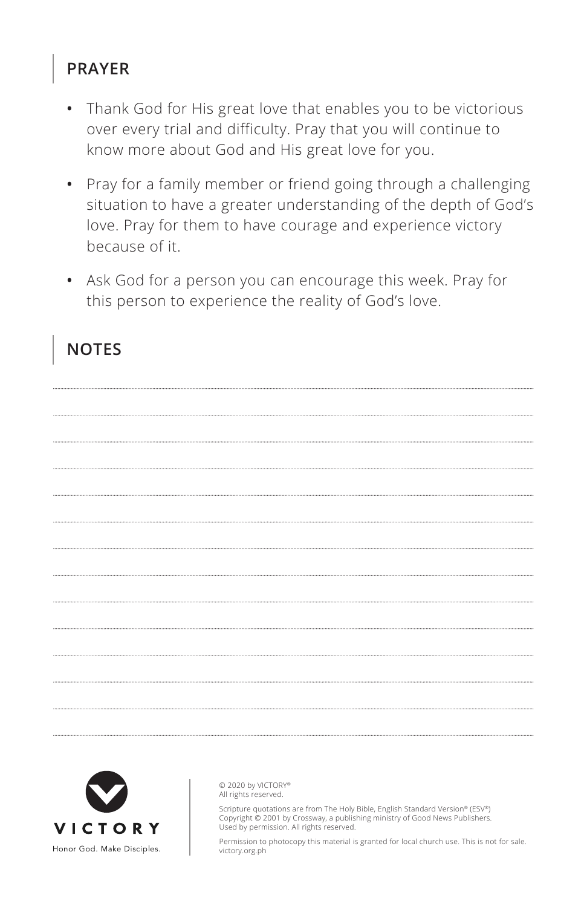## PRAYER

- Thank God for His great love that enables you to be victorious over every trial and difficulty. Pray that you will continue to know more about God and His great love for you.
- Pray for a family member or friend going through a challenging situation to have a greater understanding of the depth of God's love. Pray for them to have courage and experience victory because of it.
- Ask God for a person you can encourage this week. Pray for this person to experience the reality of God's love.

## NOTES

VICTORY

Honor God. Make Disciples.

© 2020 by VICTORY®
All rights reserved.

Scripture quotations are from The Holy Bible, English Standard Version® (ESV®) Copyright © 2001 by Crossway, a publishing ministry of Good News Publishers. Used by permission. All rights reserved.

Permission to photocopy this material is granted for local church use. This is not for sale.
victory.org.ph